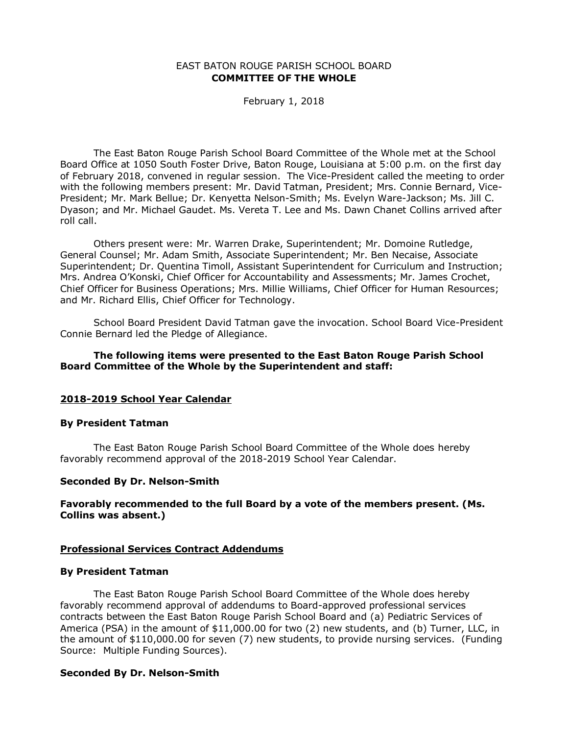EAST BATON ROUGE PARISH SCHOOL BOARD
**COMMITTEE OF THE WHOLE**

February 1, 2018

The East Baton Rouge Parish School Board Committee of the Whole met at the School Board Office at 1050 South Foster Drive, Baton Rouge, Louisiana at 5:00 p.m. on the first day of February 2018, convened in regular session. The Vice-President called the meeting to order with the following members present: Mr. David Tatman, President; Mrs. Connie Bernard, Vice-President; Mr. Mark Bellue; Dr. Kenyetta Nelson-Smith; Ms. Evelyn Ware-Jackson; Ms. Jill C. Dyason; and Mr. Michael Gaudet. Ms. Vereta T. Lee and Ms. Dawn Chanet Collins arrived after roll call.

Others present were: Mr. Warren Drake, Superintendent; Mr. Domoine Rutledge, General Counsel; Mr. Adam Smith, Associate Superintendent; Mr. Ben Necaise, Associate Superintendent; Dr. Quentina Timoll, Assistant Superintendent for Curriculum and Instruction; Mrs. Andrea O'Konski, Chief Officer for Accountability and Assessments; Mr. James Crochet, Chief Officer for Business Operations; Mrs. Millie Williams, Chief Officer for Human Resources; and Mr. Richard Ellis, Chief Officer for Technology.

School Board President David Tatman gave the invocation. School Board Vice-President Connie Bernard led the Pledge of Allegiance.

**The following items were presented to the East Baton Rouge Parish School Board Committee of the Whole by the Superintendent and staff:**

## 2018-2019 School Year Calendar

**By President Tatman**

The East Baton Rouge Parish School Board Committee of the Whole does hereby favorably recommend approval of the 2018-2019 School Year Calendar.

**Seconded By Dr. Nelson-Smith**

**Favorably recommended to the full Board by a vote of the members present. (Ms. Collins was absent.)**

## Professional Services Contract Addendums

**By President Tatman**

The East Baton Rouge Parish School Board Committee of the Whole does hereby favorably recommend approval of addendums to Board-approved professional services contracts between the East Baton Rouge Parish School Board and (a) Pediatric Services of America (PSA) in the amount of $11,000.00 for two (2) new students, and (b) Turner, LLC, in the amount of $110,000.00 for seven (7) new students, to provide nursing services. (Funding Source: Multiple Funding Sources).

**Seconded By Dr. Nelson-Smith**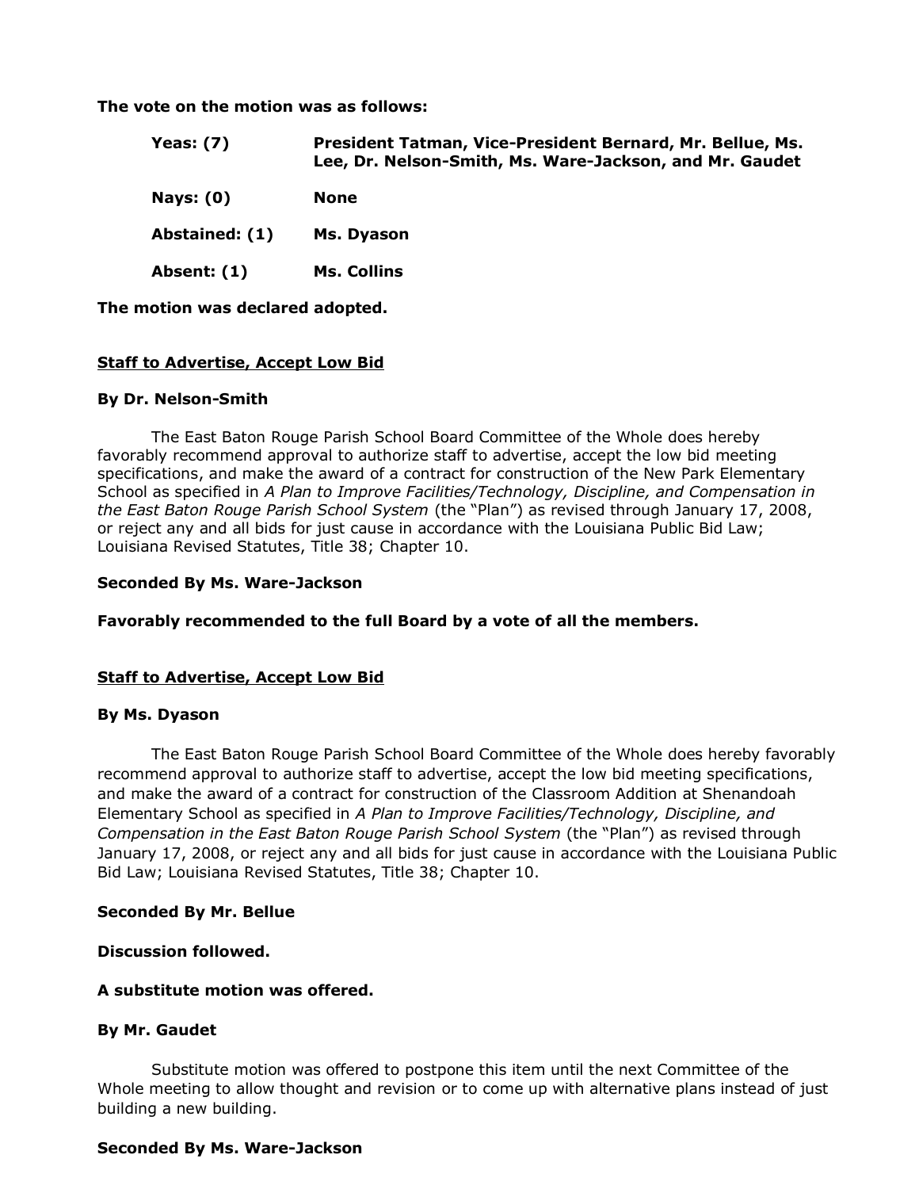**The vote on the motion was as follows:**

| | |
|---|---|
| **Yeas: (7)** | **President Tatman, Vice-President Bernard, Mr. Bellue, Ms. Lee, Dr. Nelson-Smith, Ms. Ware-Jackson, and Mr. Gaudet** |
| **Nays: (0)** | **None** |
| **Abstained: (1)** | **Ms. Dyason** |
| **Absent: (1)** | **Ms. Collins** |

**The motion was declared adopted.**

**<u>Staff to Advertise, Accept Low Bid</u>**

**By Dr. Nelson-Smith**

The East Baton Rouge Parish School Board Committee of the Whole does hereby favorably recommend approval to authorize staff to advertise, accept the low bid meeting specifications, and make the award of a contract for construction of the New Park Elementary School as specified in *A Plan to Improve Facilities/Technology, Discipline, and Compensation in the East Baton Rouge Parish School System* (the "Plan") as revised through January 17, 2008, or reject any and all bids for just cause in accordance with the Louisiana Public Bid Law; Louisiana Revised Statutes, Title 38; Chapter 10.

**Seconded By Ms. Ware-Jackson**

**Favorably recommended to the full Board by a vote of all the members.**

**<u>Staff to Advertise, Accept Low Bid</u>**

**By Ms. Dyason**

The East Baton Rouge Parish School Board Committee of the Whole does hereby favorably recommend approval to authorize staff to advertise, accept the low bid meeting specifications, and make the award of a contract for construction of the Classroom Addition at Shenandoah Elementary School as specified in *A Plan to Improve Facilities/Technology, Discipline, and Compensation in the East Baton Rouge Parish School System* (the "Plan") as revised through January 17, 2008, or reject any and all bids for just cause in accordance with the Louisiana Public Bid Law; Louisiana Revised Statutes, Title 38; Chapter 10.

**Seconded By Mr. Bellue**

**Discussion followed.**

**A substitute motion was offered.**

**By Mr. Gaudet**

Substitute motion was offered to postpone this item until the next Committee of the Whole meeting to allow thought and revision or to come up with alternative plans instead of just building a new building.

**Seconded By Ms. Ware-Jackson**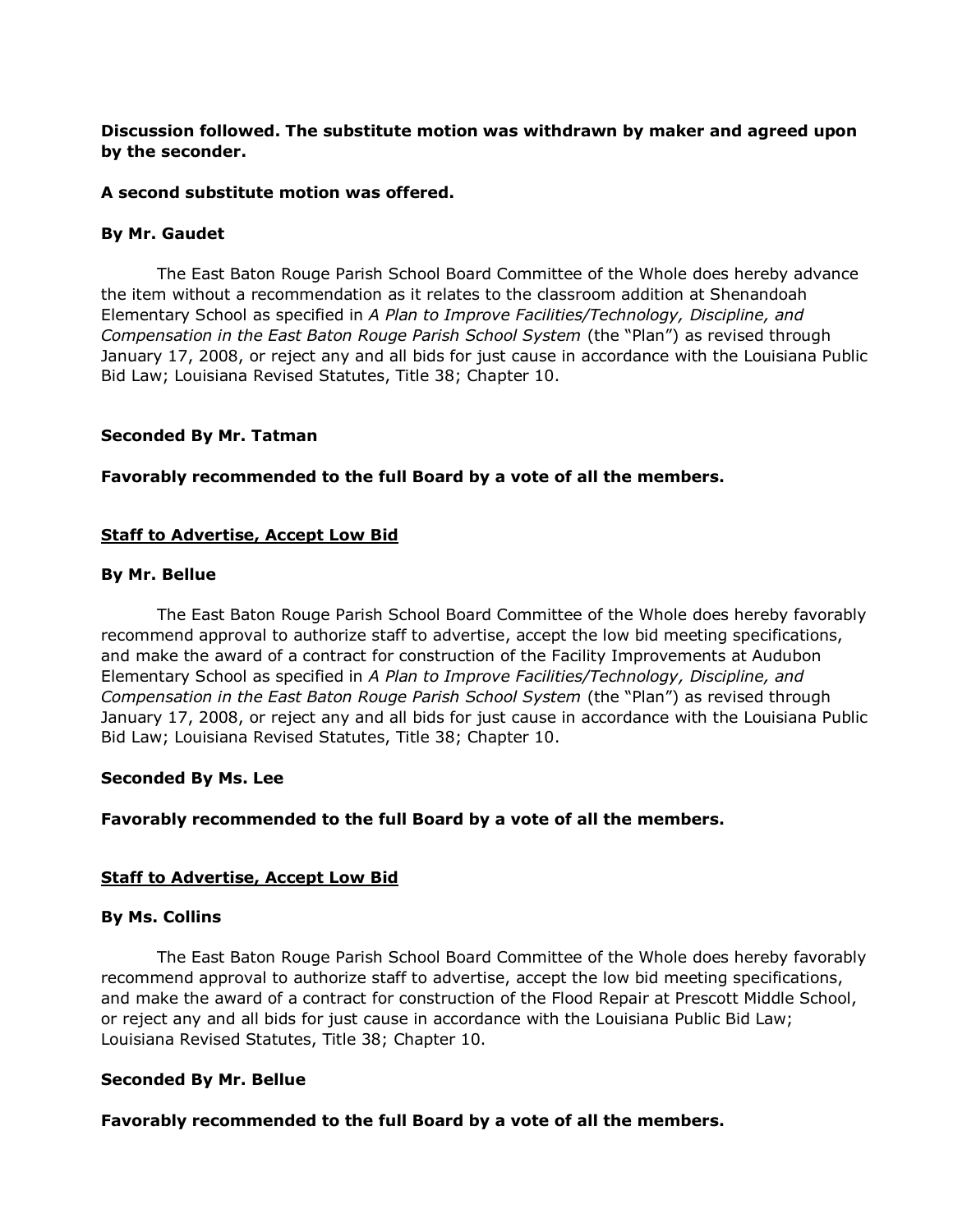**Discussion followed. The substitute motion was withdrawn by maker and agreed upon by the seconder.**

**A second substitute motion was offered.**

**By Mr. Gaudet**

The East Baton Rouge Parish School Board Committee of the Whole does hereby advance the item without a recommendation as it relates to the classroom addition at Shenandoah Elementary School as specified in *A Plan to Improve Facilities/Technology, Discipline, and Compensation in the East Baton Rouge Parish School System* (the "Plan") as revised through January 17, 2008, or reject any and all bids for just cause in accordance with the Louisiana Public Bid Law; Louisiana Revised Statutes, Title 38; Chapter 10.

**Seconded By Mr. Tatman**

**Favorably recommended to the full Board by a vote of all the members.**

**<u>Staff to Advertise, Accept Low Bid</u>**

**By Mr. Bellue**

The East Baton Rouge Parish School Board Committee of the Whole does hereby favorably recommend approval to authorize staff to advertise, accept the low bid meeting specifications, and make the award of a contract for construction of the Facility Improvements at Audubon Elementary School as specified in *A Plan to Improve Facilities/Technology, Discipline, and Compensation in the East Baton Rouge Parish School System* (the "Plan") as revised through January 17, 2008, or reject any and all bids for just cause in accordance with the Louisiana Public Bid Law; Louisiana Revised Statutes, Title 38; Chapter 10.

**Seconded By Ms. Lee**

**Favorably recommended to the full Board by a vote of all the members.**

**<u>Staff to Advertise, Accept Low Bid</u>**

**By Ms. Collins**

The East Baton Rouge Parish School Board Committee of the Whole does hereby favorably recommend approval to authorize staff to advertise, accept the low bid meeting specifications, and make the award of a contract for construction of the Flood Repair at Prescott Middle School, or reject any and all bids for just cause in accordance with the Louisiana Public Bid Law; Louisiana Revised Statutes, Title 38; Chapter 10.

**Seconded By Mr. Bellue**

**Favorably recommended to the full Board by a vote of all the members.**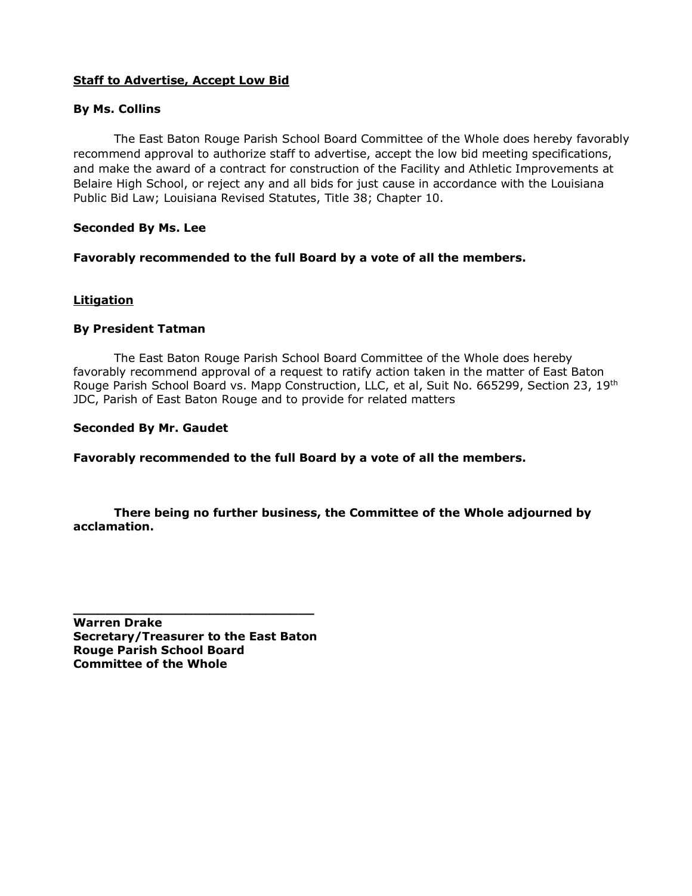**<u>Staff to Advertise, Accept Low Bid</u>**

**By Ms. Collins**

The East Baton Rouge Parish School Board Committee of the Whole does hereby favorably recommend approval to authorize staff to advertise, accept the low bid meeting specifications, and make the award of a contract for construction of the Facility and Athletic Improvements at Belaire High School, or reject any and all bids for just cause in accordance with the Louisiana Public Bid Law; Louisiana Revised Statutes, Title 38; Chapter 10.

**Seconded By Ms. Lee**

**Favorably recommended to the full Board by a vote of all the members.**

**<u>Litigation</u>**

**By President Tatman**

The East Baton Rouge Parish School Board Committee of the Whole does hereby favorably recommend approval of a request to ratify action taken in the matter of East Baton Rouge Parish School Board vs. Mapp Construction, LLC, et al, Suit No. 665299, Section 23, 19th JDC, Parish of East Baton Rouge and to provide for related matters

**Seconded By Mr. Gaudet**

**Favorably recommended to the full Board by a vote of all the members.**

**There being no further business, the Committee of the Whole adjourned by acclamation.**

\_\_\_\_\_\_\_\_\_\_\_\_\_\_\_\_\_\_\_\_\_\_\_\_\_\_\_\_\_\_\_\_

**Warren Drake**
**Secretary/Treasurer to the East Baton Rouge Parish School Board Committee of the Whole**